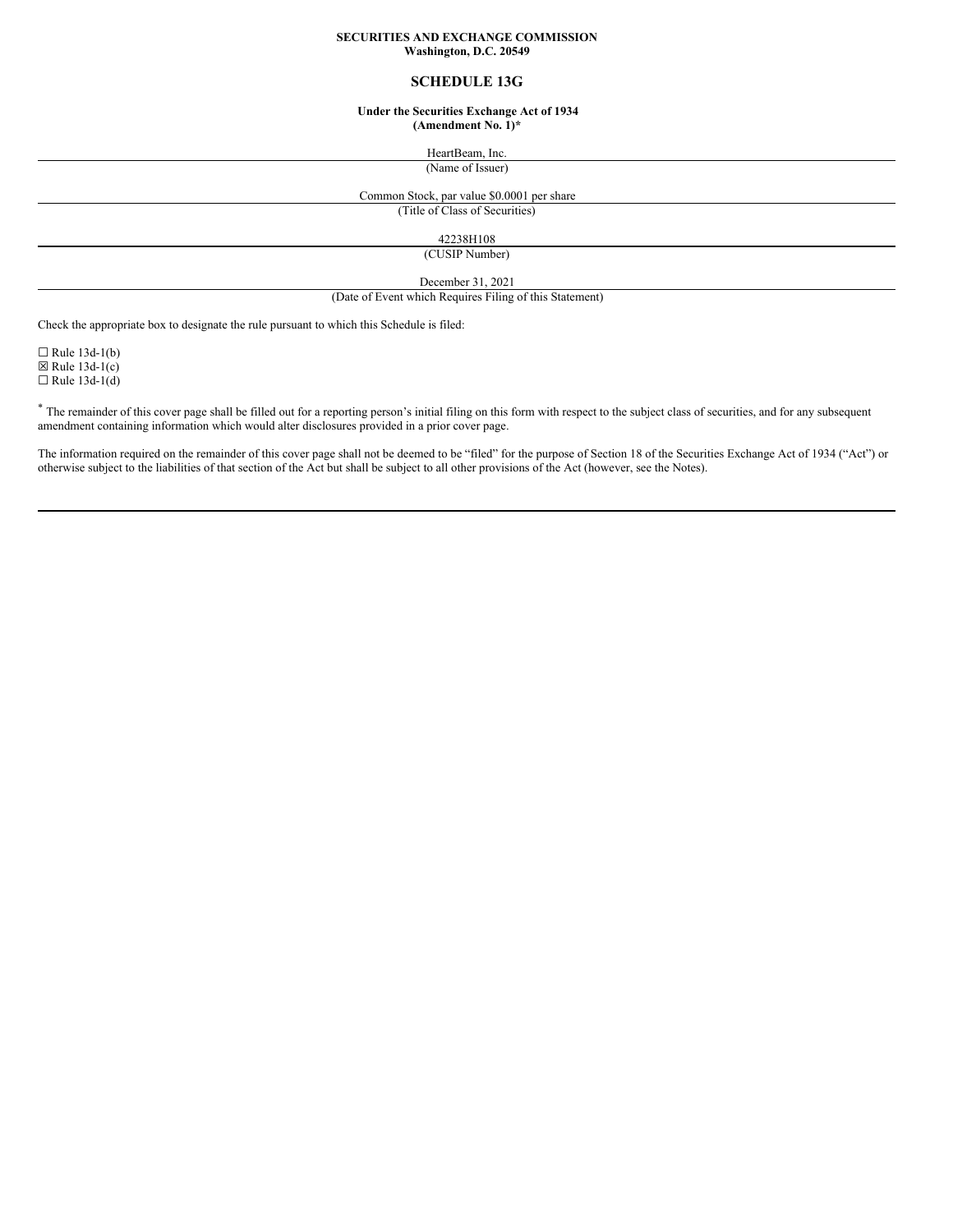**SECURITIES AND EXCHANGE COMMISSION**
**Washington, D.C. 20549**

# SCHEDULE 13G

**Under the Securities Exchange Act of 1934**
**(Amendment No. 1)***

HeartBeam, Inc.
(Name of Issuer)

Common Stock, par value $0.0001 per share
(Title of Class of Securities)

42238H108
(CUSIP Number)

December 31, 2021
(Date of Event which Requires Filing of this Statement)

Check the appropriate box to designate the rule pursuant to which this Schedule is filed:

☐ Rule 13d-1(b)
☒ Rule 13d-1(c)
☐ Rule 13d-1(d)

* The remainder of this cover page shall be filled out for a reporting person's initial filing on this form with respect to the subject class of securities, and for any subsequent amendment containing information which would alter disclosures provided in a prior cover page.

The information required on the remainder of this cover page shall not be deemed to be "filed" for the purpose of Section 18 of the Securities Exchange Act of 1934 ("Act") or otherwise subject to the liabilities of that section of the Act but shall be subject to all other provisions of the Act (however, see the Notes).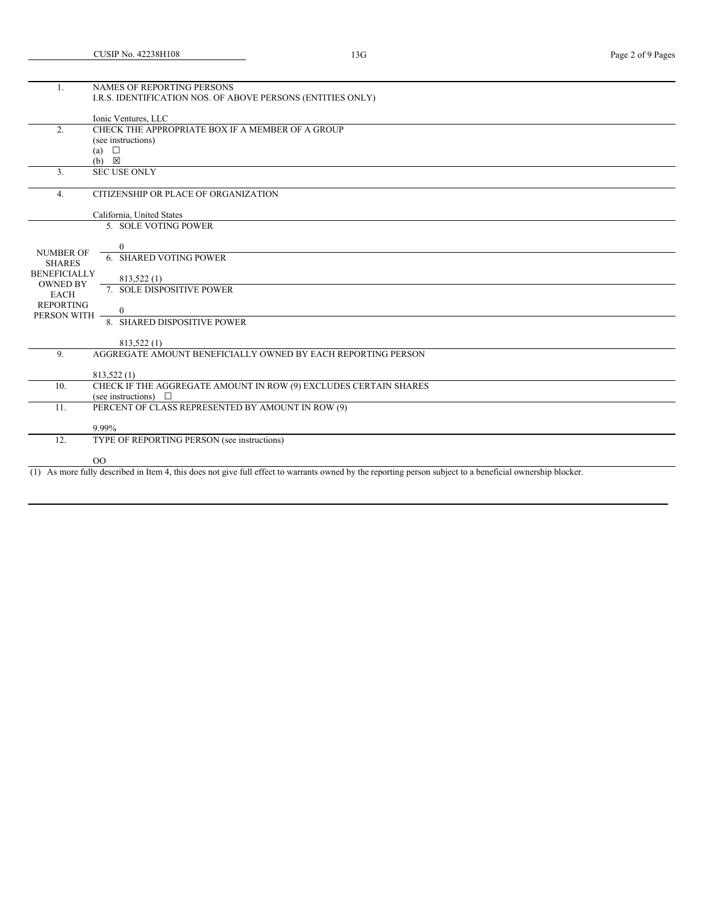CUSIP No. 42238H108 | 13G

| | | |
|---|---|---|
| 1. | NAMES OF REPORTING PERSONS<br>I.R.S. IDENTIFICATION NOS. OF ABOVE PERSONS (ENTITIES ONLY)<br><br>Ionic Ventures, LLC | |
| 2. | CHECK THE APPROPRIATE BOX IF A MEMBER OF A GROUP<br>(see instructions)<br>(a) ☐<br>(b) ☒ | |
| 3. | SEC USE ONLY | |
| 4. | CITIZENSHIP OR PLACE OF ORGANIZATION<br><br>California, United States | |
| NUMBER OF SHARES BENEFICIALLY OWNED BY EACH REPORTING PERSON WITH | 5. SOLE VOTING POWER<br><br>0 | |
| | 6. SHARED VOTING POWER<br><br>813,522 (1) | |
| | 7. SOLE DISPOSITIVE POWER<br><br>0 | |
| | 8. SHARED DISPOSITIVE POWER<br><br>813,522 (1) | |
| 9. | AGGREGATE AMOUNT BENEFICIALLY OWNED BY EACH REPORTING PERSON<br><br>813,522 (1) | |
| 10. | CHECK IF THE AGGREGATE AMOUNT IN ROW (9) EXCLUDES CERTAIN SHARES<br>(see instructions) ☐ | |
| 11. | PERCENT OF CLASS REPRESENTED BY AMOUNT IN ROW (9)<br><br>9.99% | |
| 12. | TYPE OF REPORTING PERSON (see instructions)<br><br>OO | |

(1) As more fully described in Item 4, this does not give full effect to warrants owned by the reporting person subject to a beneficial ownership blocker.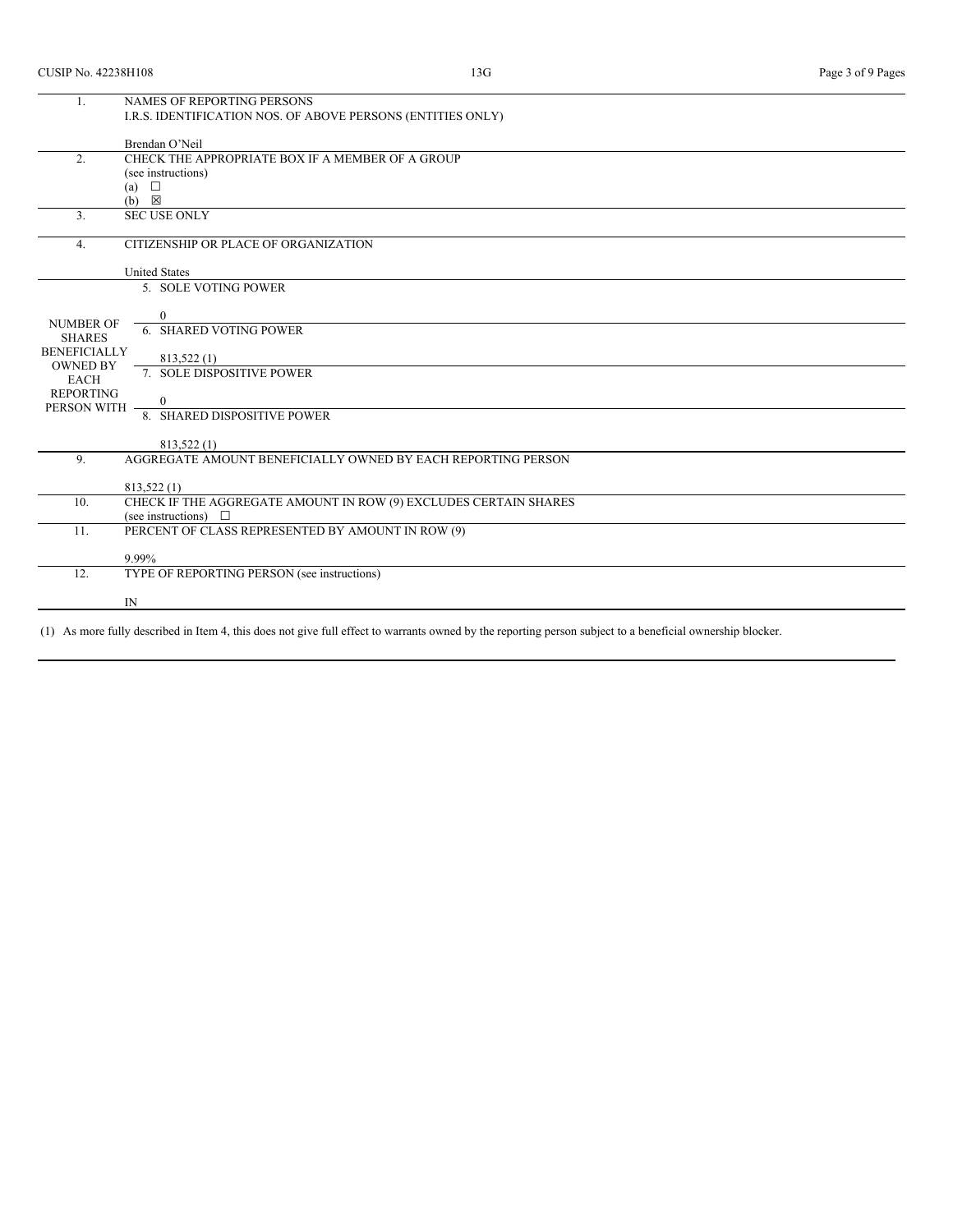| 1. | NAMES OF REPORTING PERSONS<br>I.R.S. IDENTIFICATION NOS. OF ABOVE PERSONS (ENTITIES ONLY)<br><br>Brendan O'Neil | |
|---|---|---|
| 2. | CHECK THE APPROPRIATE BOX IF A MEMBER OF A GROUP<br>(see instructions)<br>(a) ☐<br>(b) ☒ | |
| 3. | SEC USE ONLY | |
| 4. | CITIZENSHIP OR PLACE OF ORGANIZATION<br><br>United States | |
| NUMBER OF SHARES BENEFICIALLY OWNED BY EACH REPORTING PERSON WITH | 5. SOLE VOTING POWER<br><br>0 | |
| | 6. SHARED VOTING POWER<br><br>813,522 (1) | |
| | 7. SOLE DISPOSITIVE POWER<br><br>0 | |
| | 8. SHARED DISPOSITIVE POWER<br><br>813,522 (1) | |
| 9. | AGGREGATE AMOUNT BENEFICIALLY OWNED BY EACH REPORTING PERSON<br><br>813,522 (1) | |
| 10. | CHECK IF THE AGGREGATE AMOUNT IN ROW (9) EXCLUDES CERTAIN SHARES<br>(see instructions) ☐ | |
| 11. | PERCENT OF CLASS REPRESENTED BY AMOUNT IN ROW (9)<br><br>9.99% | |
| 12. | TYPE OF REPORTING PERSON (see instructions)<br><br>IN | |

(1) As more fully described in Item 4, this does not give full effect to warrants owned by the reporting person subject to a beneficial ownership blocker.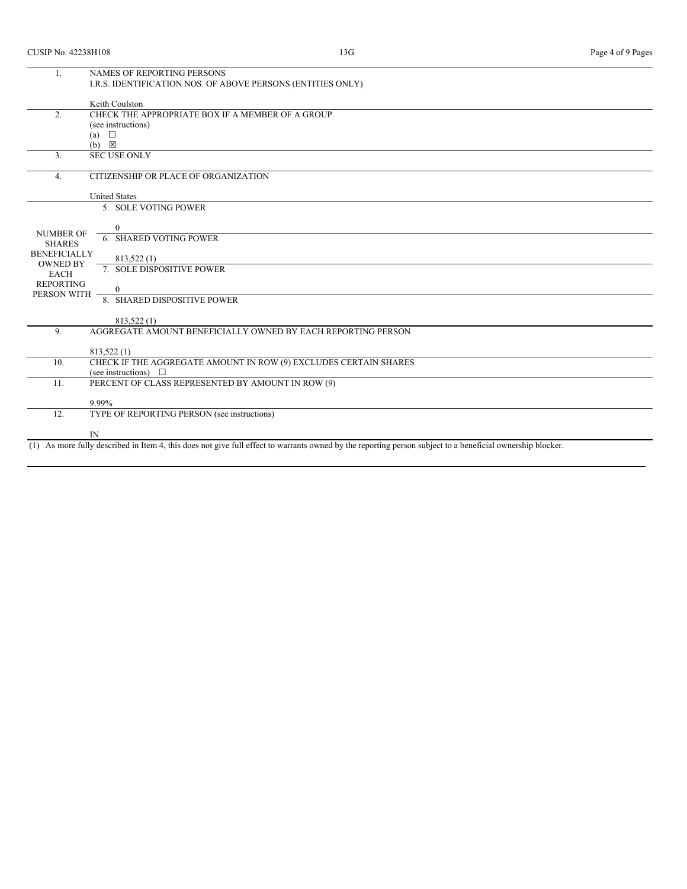CUSIP No. 42238H108 13G

| | |
|---|---|
| 1. | NAMES OF REPORTING PERSONS<br>I.R.S. IDENTIFICATION NOS. OF ABOVE PERSONS (ENTITIES ONLY)<br><br>Keith Coulston |
| 2. | CHECK THE APPROPRIATE BOX IF A MEMBER OF A GROUP<br>(see instructions)<br>(a) ☐<br>(b) ☒ |
| 3. | SEC USE ONLY |
| 4. | CITIZENSHIP OR PLACE OF ORGANIZATION<br><br>United States |

| | | |
|---|---|---|
| NUMBER OF SHARES BENEFICIALLY OWNED BY EACH REPORTING PERSON WITH | 5. | SOLE VOTING POWER<br><br>0 |
| | 6. | SHARED VOTING POWER<br><br>813,522 (1) |
| | 7. | SOLE DISPOSITIVE POWER<br><br>0 |
| | 8. | SHARED DISPOSITIVE POWER<br><br>813,522 (1) |

| | |
|---|---|
| 9. | AGGREGATE AMOUNT BENEFICIALLY OWNED BY EACH REPORTING PERSON<br><br>813,522 (1) |
| 10. | CHECK IF THE AGGREGATE AMOUNT IN ROW (9) EXCLUDES CERTAIN SHARES<br>(see instructions) ☐ |
| 11. | PERCENT OF CLASS REPRESENTED BY AMOUNT IN ROW (9)<br><br>9.99% |
| 12. | TYPE OF REPORTING PERSON (see instructions)<br><br>IN |

(1) As more fully described in Item 4, this does not give full effect to warrants owned by the reporting person subject to a beneficial ownership blocker.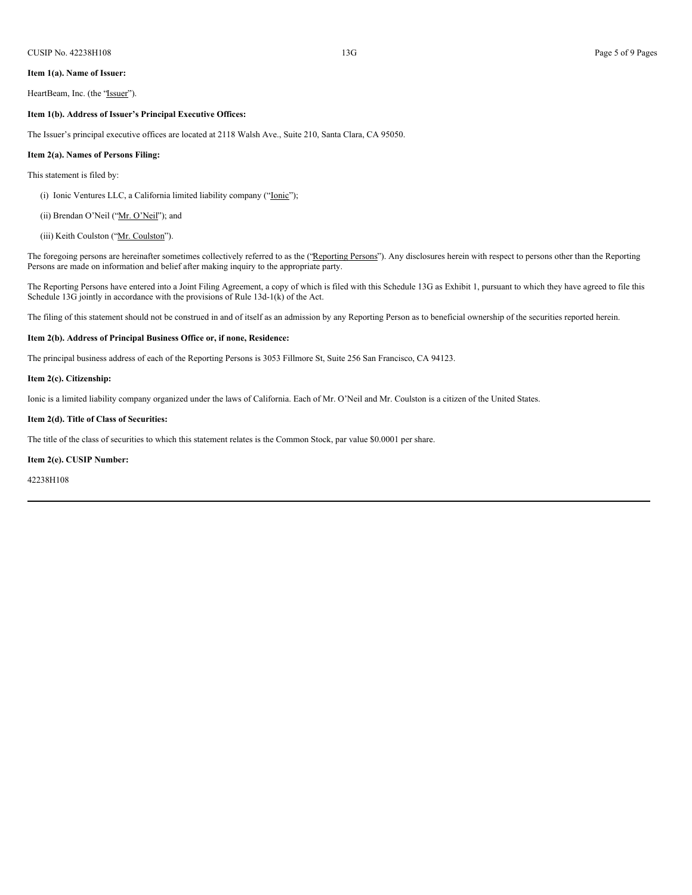**Item 1(a). Name of Issuer:**

HeartBeam, Inc. (the "Issuer").

**Item 1(b). Address of Issuer's Principal Executive Offices:**

The Issuer's principal executive offices are located at 2118 Walsh Ave., Suite 210, Santa Clara, CA 95050.

**Item 2(a). Names of Persons Filing:**

This statement is filed by:

(i) Ionic Ventures LLC, a California limited liability company ("Ionic");

(ii) Brendan O'Neil ("Mr. O'Neil"); and

(iii) Keith Coulston ("Mr. Coulston").

The foregoing persons are hereinafter sometimes collectively referred to as the ("Reporting Persons"). Any disclosures herein with respect to persons other than the Reporting Persons are made on information and belief after making inquiry to the appropriate party.

The Reporting Persons have entered into a Joint Filing Agreement, a copy of which is filed with this Schedule 13G as Exhibit 1, pursuant to which they have agreed to file this Schedule 13G jointly in accordance with the provisions of Rule 13d-1(k) of the Act.

The filing of this statement should not be construed in and of itself as an admission by any Reporting Person as to beneficial ownership of the securities reported herein.

**Item 2(b). Address of Principal Business Office or, if none, Residence:**

The principal business address of each of the Reporting Persons is 3053 Fillmore St, Suite 256 San Francisco, CA 94123.

**Item 2(c). Citizenship:**

Ionic is a limited liability company organized under the laws of California. Each of Mr. O'Neil and Mr. Coulston is a citizen of the United States.

**Item 2(d). Title of Class of Securities:**

The title of the class of securities to which this statement relates is the Common Stock, par value $0.0001 per share.

**Item 2(e). CUSIP Number:**

42238H108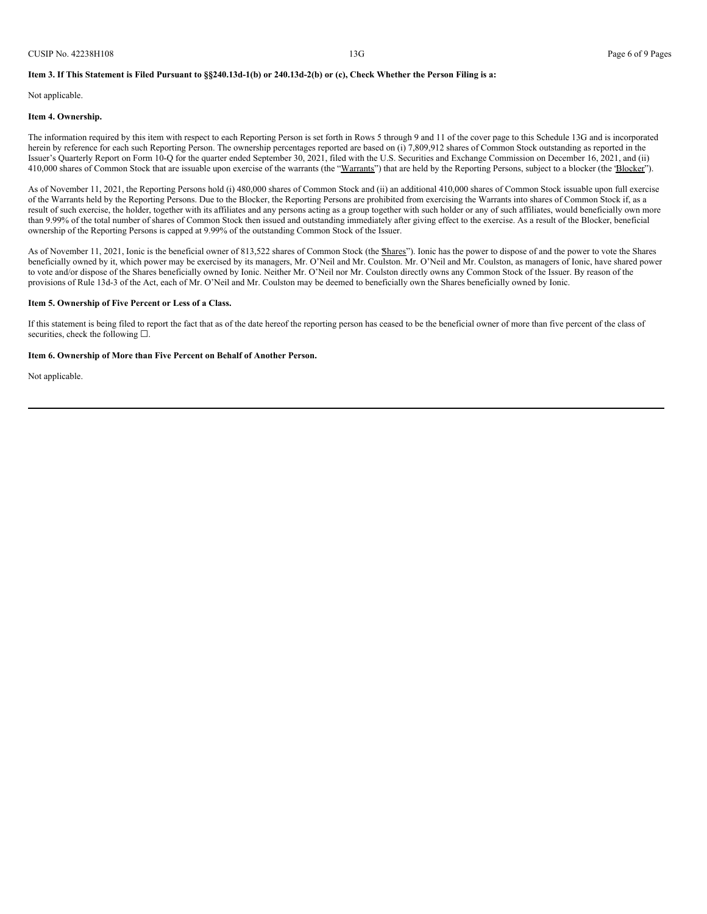**Item 3. If This Statement is Filed Pursuant to §§240.13d-1(b) or 240.13d-2(b) or (c), Check Whether the Person Filing is a:**

Not applicable.

**Item 4. Ownership.**

The information required by this item with respect to each Reporting Person is set forth in Rows 5 through 9 and 11 of the cover page to this Schedule 13G and is incorporated herein by reference for each such Reporting Person. The ownership percentages reported are based on (i) 7,809,912 shares of Common Stock outstanding as reported in the Issuer's Quarterly Report on Form 10-Q for the quarter ended September 30, 2021, filed with the U.S. Securities and Exchange Commission on December 16, 2021, and (ii) 410,000 shares of Common Stock that are issuable upon exercise of the warrants (the "Warrants") that are held by the Reporting Persons, subject to a blocker (the "Blocker").

As of November 11, 2021, the Reporting Persons hold (i) 480,000 shares of Common Stock and (ii) an additional 410,000 shares of Common Stock issuable upon full exercise of the Warrants held by the Reporting Persons. Due to the Blocker, the Reporting Persons are prohibited from exercising the Warrants into shares of Common Stock if, as a result of such exercise, the holder, together with its affiliates and any persons acting as a group together with such holder or any of such affiliates, would beneficially own more than 9.99% of the total number of shares of Common Stock then issued and outstanding immediately after giving effect to the exercise. As a result of the Blocker, beneficial ownership of the Reporting Persons is capped at 9.99% of the outstanding Common Stock of the Issuer.

As of November 11, 2021, Ionic is the beneficial owner of 813,522 shares of Common Stock (the "Shares"). Ionic has the power to dispose of and the power to vote the Shares beneficially owned by it, which power may be exercised by its managers, Mr. O'Neil and Mr. Coulston. Mr. O'Neil and Mr. Coulston, as managers of Ionic, have shared power to vote and/or dispose of the Shares beneficially owned by Ionic. Neither Mr. O'Neil nor Mr. Coulston directly owns any Common Stock of the Issuer. By reason of the provisions of Rule 13d-3 of the Act, each of Mr. O'Neil and Mr. Coulston may be deemed to beneficially own the Shares beneficially owned by Ionic.

**Item 5. Ownership of Five Percent or Less of a Class.**

If this statement is being filed to report the fact that as of the date hereof the reporting person has ceased to be the beneficial owner of more than five percent of the class of securities, check the following ☐.

**Item 6. Ownership of More than Five Percent on Behalf of Another Person.**

Not applicable.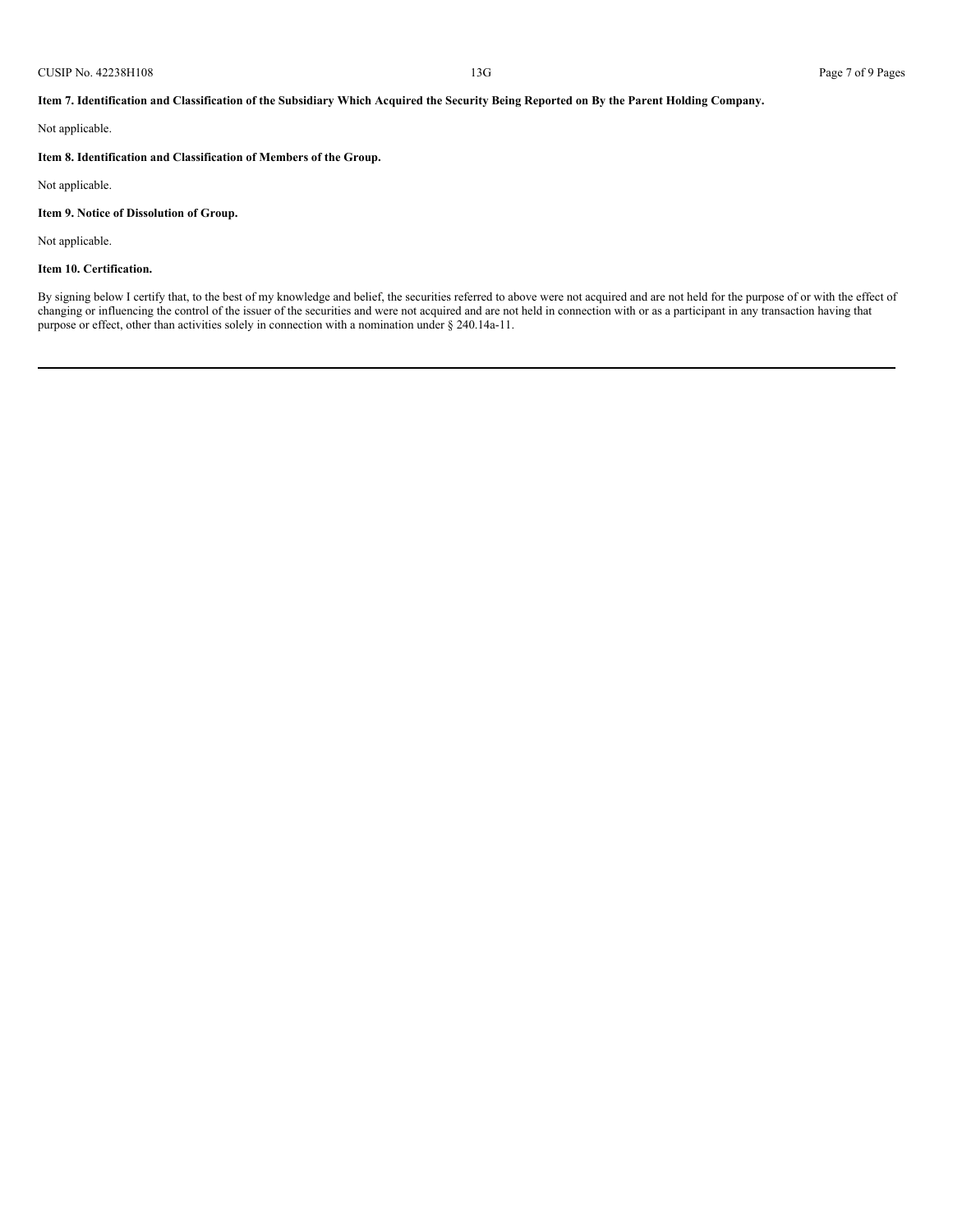**Item 7. Identification and Classification of the Subsidiary Which Acquired the Security Being Reported on By the Parent Holding Company.**

Not applicable.

**Item 8. Identification and Classification of Members of the Group.**

Not applicable.

**Item 9. Notice of Dissolution of Group.**

Not applicable.

**Item 10. Certification.**

By signing below I certify that, to the best of my knowledge and belief, the securities referred to above were not acquired and are not held for the purpose of or with the effect of changing or influencing the control of the issuer of the securities and were not acquired and are not held in connection with or as a participant in any transaction having that purpose or effect, other than activities solely in connection with a nomination under § 240.14a-11.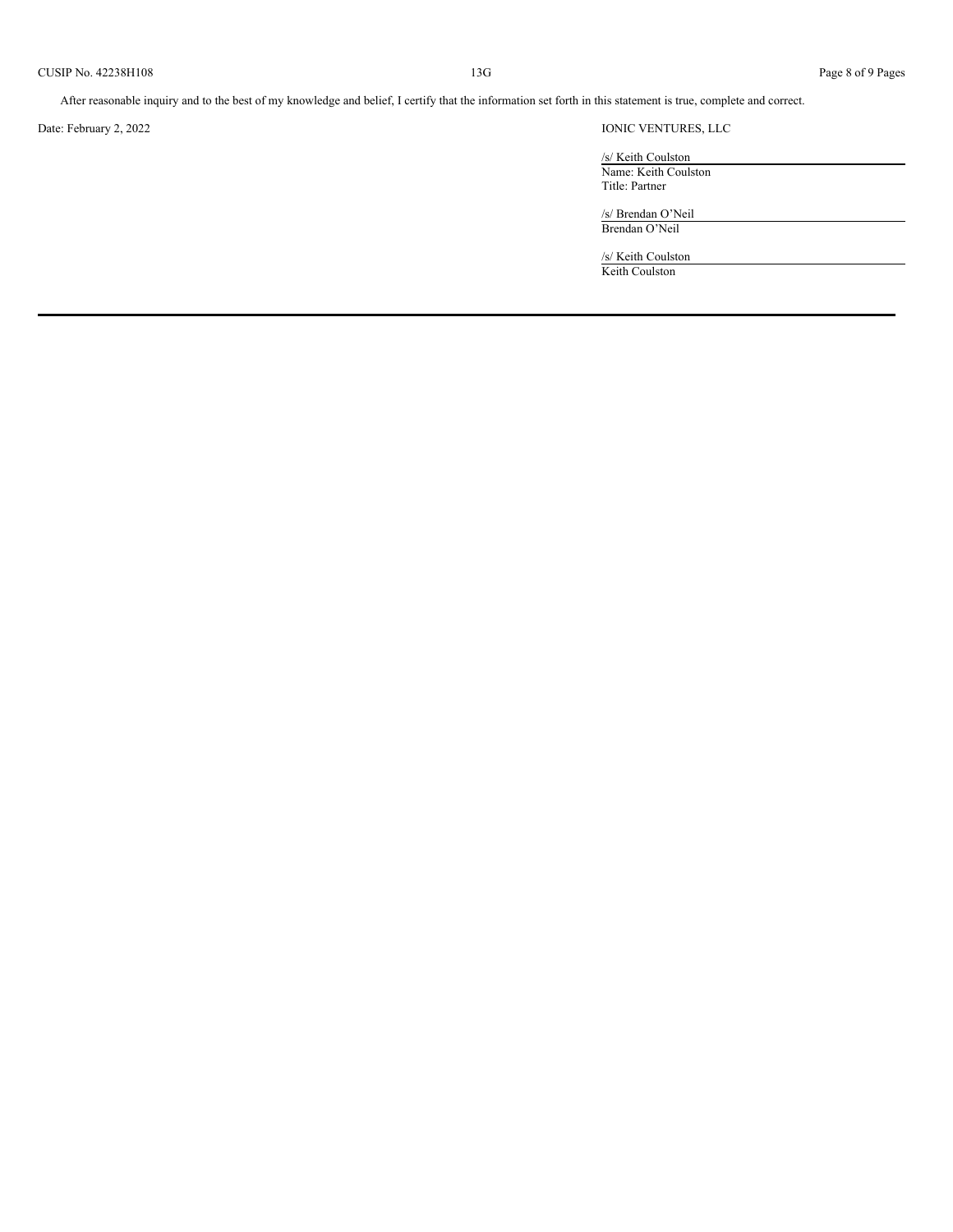After reasonable inquiry and to the best of my knowledge and belief, I certify that the information set forth in this statement is true, complete and correct.

Date: February 2, 2022

IONIC VENTURES, LLC

/s/ Keith Coulston
Name: Keith Coulston
Title: Partner

/s/ Brendan O'Neil
Brendan O'Neil

/s/ Keith Coulston
Keith Coulston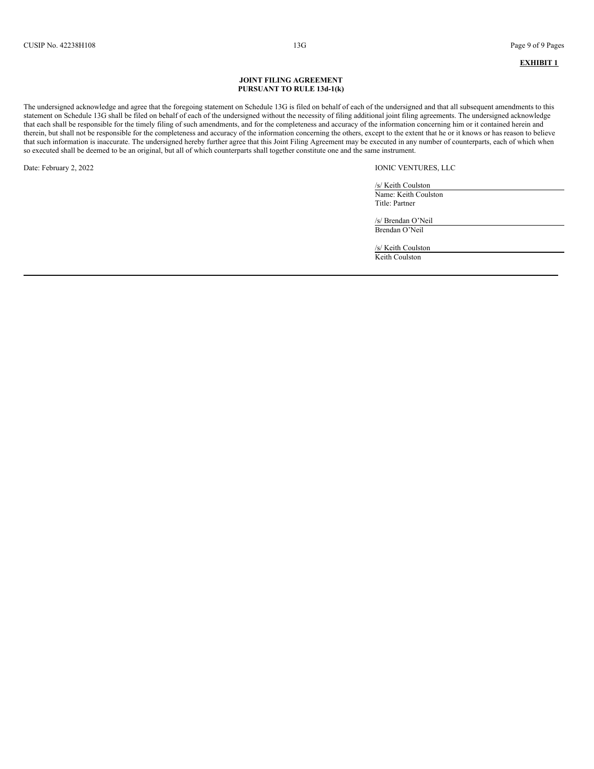**EXHIBIT 1**

**JOINT FILING AGREEMENT**
**PURSUANT TO RULE 13d-1(k)**

The undersigned acknowledge and agree that the foregoing statement on Schedule 13G is filed on behalf of each of the undersigned and that all subsequent amendments to this statement on Schedule 13G shall be filed on behalf of each of the undersigned without the necessity of filing additional joint filing agreements. The undersigned acknowledge that each shall be responsible for the timely filing of such amendments, and for the completeness and accuracy of the information concerning him or it contained herein and therein, but shall not be responsible for the completeness and accuracy of the information concerning the others, except to the extent that he or it knows or has reason to believe that such information is inaccurate. The undersigned hereby further agree that this Joint Filing Agreement may be executed in any number of counterparts, each of which when so executed shall be deemed to be an original, but all of which counterparts shall together constitute one and the same instrument.

Date: February 2, 2022

IONIC VENTURES, LLC

/s/ Keith Coulston
Name: Keith Coulston
Title: Partner

/s/ Brendan O'Neil
Brendan O'Neil

/s/ Keith Coulston
Keith Coulston